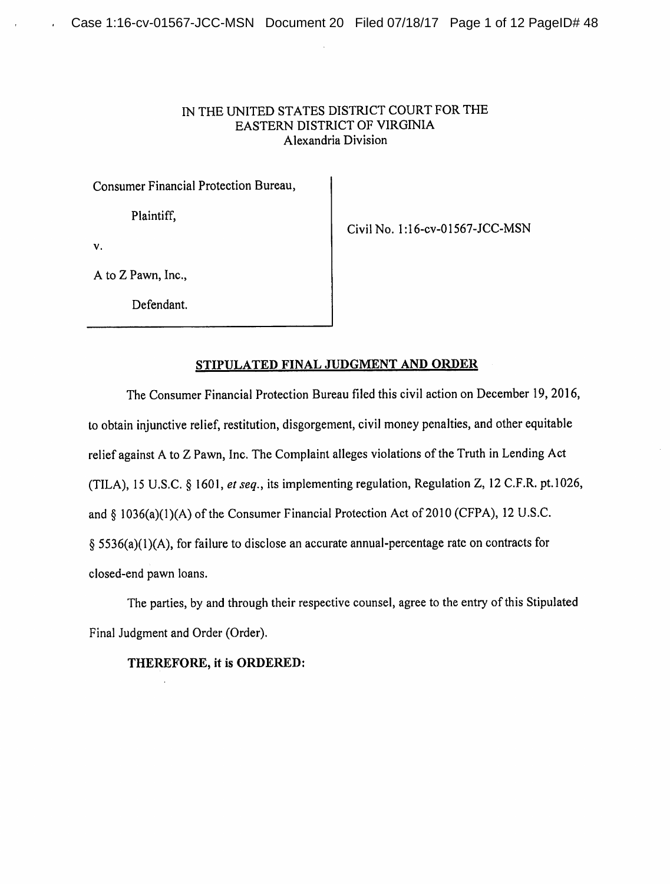IN THE UNITED STATES DISTRICT COURT FOR THE
EASTERN DISTRICT OF VIRGINIA
Alexandria Division

| | |
|---|---|
| Consumer Financial Protection Bureau,<br><br>Plaintiff,<br><br>v.<br><br>A to Z Pawn, Inc.,<br><br>Defendant. | Civil No. 1:16-cv-01567-JCC-MSN |

## STIPULATED FINAL JUDGMENT AND ORDER

The Consumer Financial Protection Bureau filed this civil action on December 19, 2016, to obtain injunctive relief, restitution, disgorgement, civil money penalties, and other equitable relief against A to Z Pawn, Inc. The Complaint alleges violations of the Truth in Lending Act (TILA), 15 U.S.C. § 1601, *et seq.*, its implementing regulation, Regulation Z, 12 C.F.R. pt.1026, and § 1036(a)(1)(A) of the Consumer Financial Protection Act of 2010 (CFPA), 12 U.S.C. § 5536(a)(1)(A), for failure to disclose an accurate annual-percentage rate on contracts for closed-end pawn loans.

The parties, by and through their respective counsel, agree to the entry of this Stipulated Final Judgment and Order (Order).

**THEREFORE, it is ORDERED:**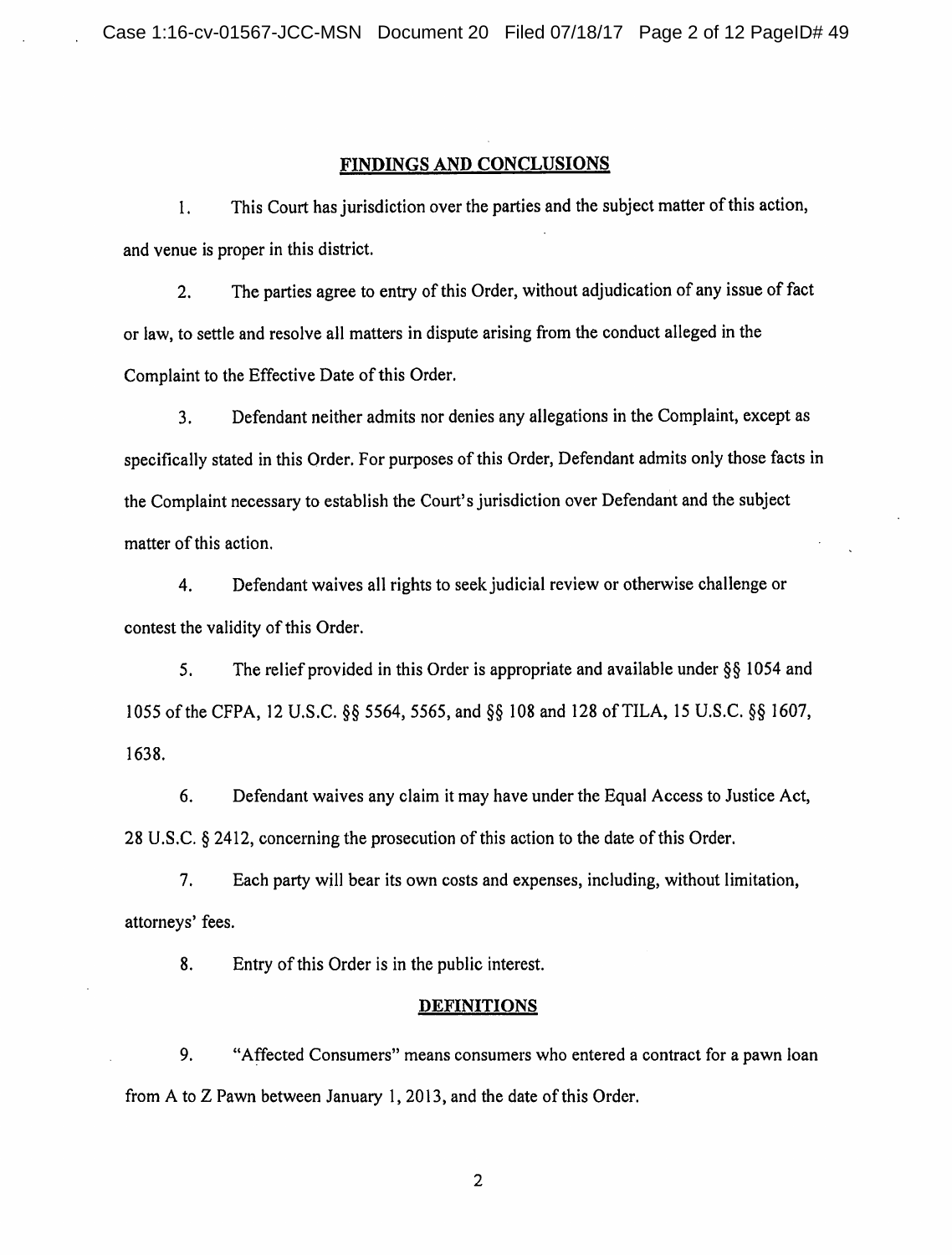## FINDINGS AND CONCLUSIONS

1. This Court has jurisdiction over the parties and the subject matter of this action, and venue is proper in this district.

2. The parties agree to entry of this Order, without adjudication of any issue of fact or law, to settle and resolve all matters in dispute arising from the conduct alleged in the Complaint to the Effective Date of this Order.

3. Defendant neither admits nor denies any allegations in the Complaint, except as specifically stated in this Order. For purposes of this Order, Defendant admits only those facts in the Complaint necessary to establish the Court's jurisdiction over Defendant and the subject matter of this action.

4. Defendant waives all rights to seek judicial review or otherwise challenge or contest the validity of this Order.

5. The relief provided in this Order is appropriate and available under §§ 1054 and 1055 of the CFPA, 12 U.S.C. §§ 5564, 5565, and §§ 108 and 128 of TILA, 15 U.S.C. §§ 1607, 1638.

6. Defendant waives any claim it may have under the Equal Access to Justice Act, 28 U.S.C. § 2412, concerning the prosecution of this action to the date of this Order.

7. Each party will bear its own costs and expenses, including, without limitation, attorneys' fees.

8. Entry of this Order is in the public interest.

## DEFINITIONS

9. "Affected Consumers" means consumers who entered a contract for a pawn loan from A to Z Pawn between January 1, 2013, and the date of this Order.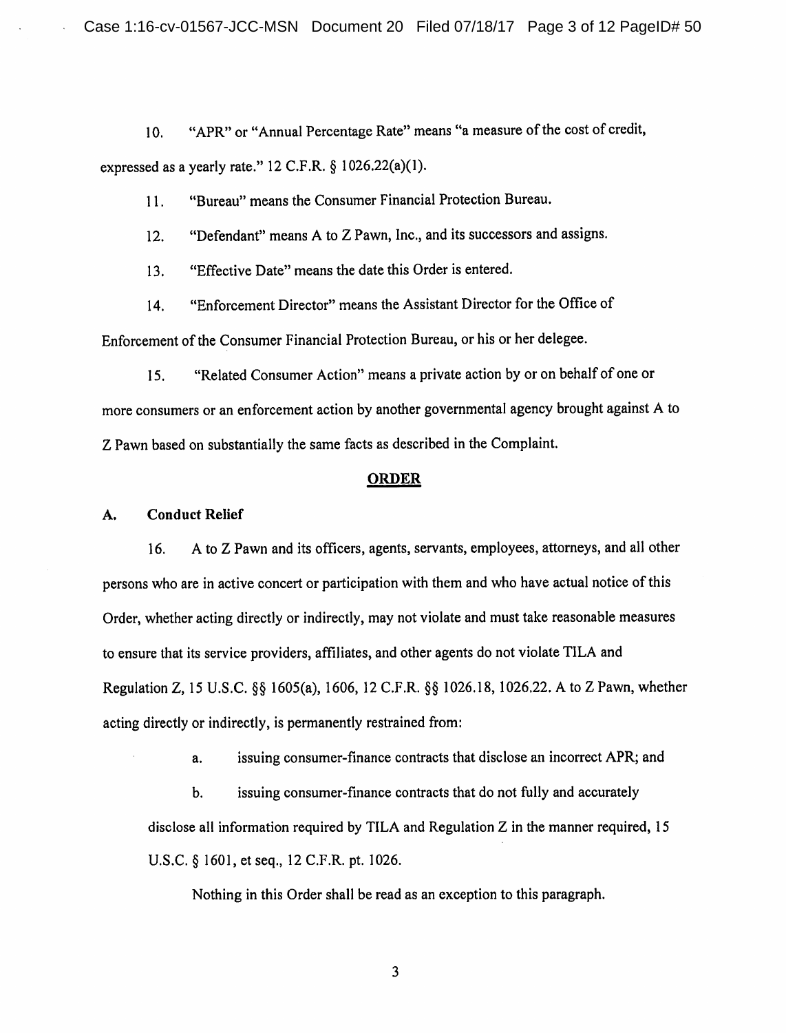10. "APR" or "Annual Percentage Rate" means "a measure of the cost of credit, expressed as a yearly rate." 12 C.F.R. § 1026.22(a)(1).

11. "Bureau" means the Consumer Financial Protection Bureau.

12. "Defendant" means A to Z Pawn, Inc., and its successors and assigns.

13. "Effective Date" means the date this Order is entered.

14. "Enforcement Director" means the Assistant Director for the Office of Enforcement of the Consumer Financial Protection Bureau, or his or her delegee.

15. "Related Consumer Action" means a private action by or on behalf of one or more consumers or an enforcement action by another governmental agency brought against A to Z Pawn based on substantially the same facts as described in the Complaint.

## ORDER

### A. Conduct Relief

16. A to Z Pawn and its officers, agents, servants, employees, attorneys, and all other persons who are in active concert or participation with them and who have actual notice of this Order, whether acting directly or indirectly, may not violate and must take reasonable measures to ensure that its service providers, affiliates, and other agents do not violate TILA and Regulation Z, 15 U.S.C. §§ 1605(a), 1606, 12 C.F.R. §§ 1026.18, 1026.22. A to Z Pawn, whether acting directly or indirectly, is permanently restrained from:

a. issuing consumer-finance contracts that disclose an incorrect APR; and

b. issuing consumer-finance contracts that do not fully and accurately disclose all information required by TILA and Regulation Z in the manner required, 15 U.S.C. § 1601, et seq., 12 C.F.R. pt. 1026.

Nothing in this Order shall be read as an exception to this paragraph.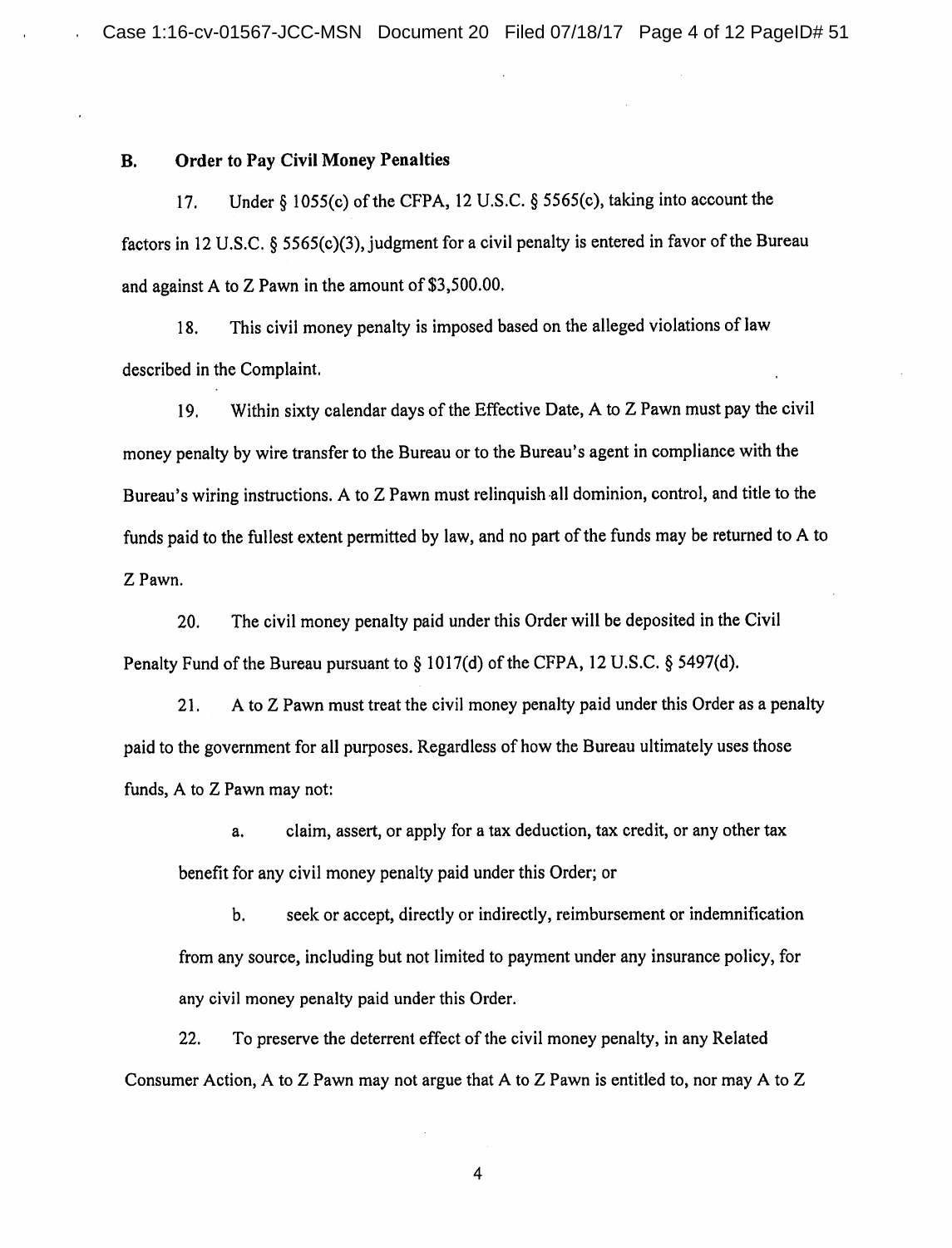## B. Order to Pay Civil Money Penalties

17. Under § 1055(c) of the CFPA, 12 U.S.C. § 5565(c), taking into account the factors in 12 U.S.C. § 5565(c)(3), judgment for a civil penalty is entered in favor of the Bureau and against A to Z Pawn in the amount of $3,500.00.

18. This civil money penalty is imposed based on the alleged violations of law described in the Complaint.

19. Within sixty calendar days of the Effective Date, A to Z Pawn must pay the civil money penalty by wire transfer to the Bureau or to the Bureau's agent in compliance with the Bureau's wiring instructions. A to Z Pawn must relinquish all dominion, control, and title to the funds paid to the fullest extent permitted by law, and no part of the funds may be returned to A to Z Pawn.

20. The civil money penalty paid under this Order will be deposited in the Civil Penalty Fund of the Bureau pursuant to § 1017(d) of the CFPA, 12 U.S.C. § 5497(d).

21. A to Z Pawn must treat the civil money penalty paid under this Order as a penalty paid to the government for all purposes. Regardless of how the Bureau ultimately uses those funds, A to Z Pawn may not:

a. claim, assert, or apply for a tax deduction, tax credit, or any other tax benefit for any civil money penalty paid under this Order; or

b. seek or accept, directly or indirectly, reimbursement or indemnification from any source, including but not limited to payment under any insurance policy, for any civil money penalty paid under this Order.

22. To preserve the deterrent effect of the civil money penalty, in any Related Consumer Action, A to Z Pawn may not argue that A to Z Pawn is entitled to, nor may A to Z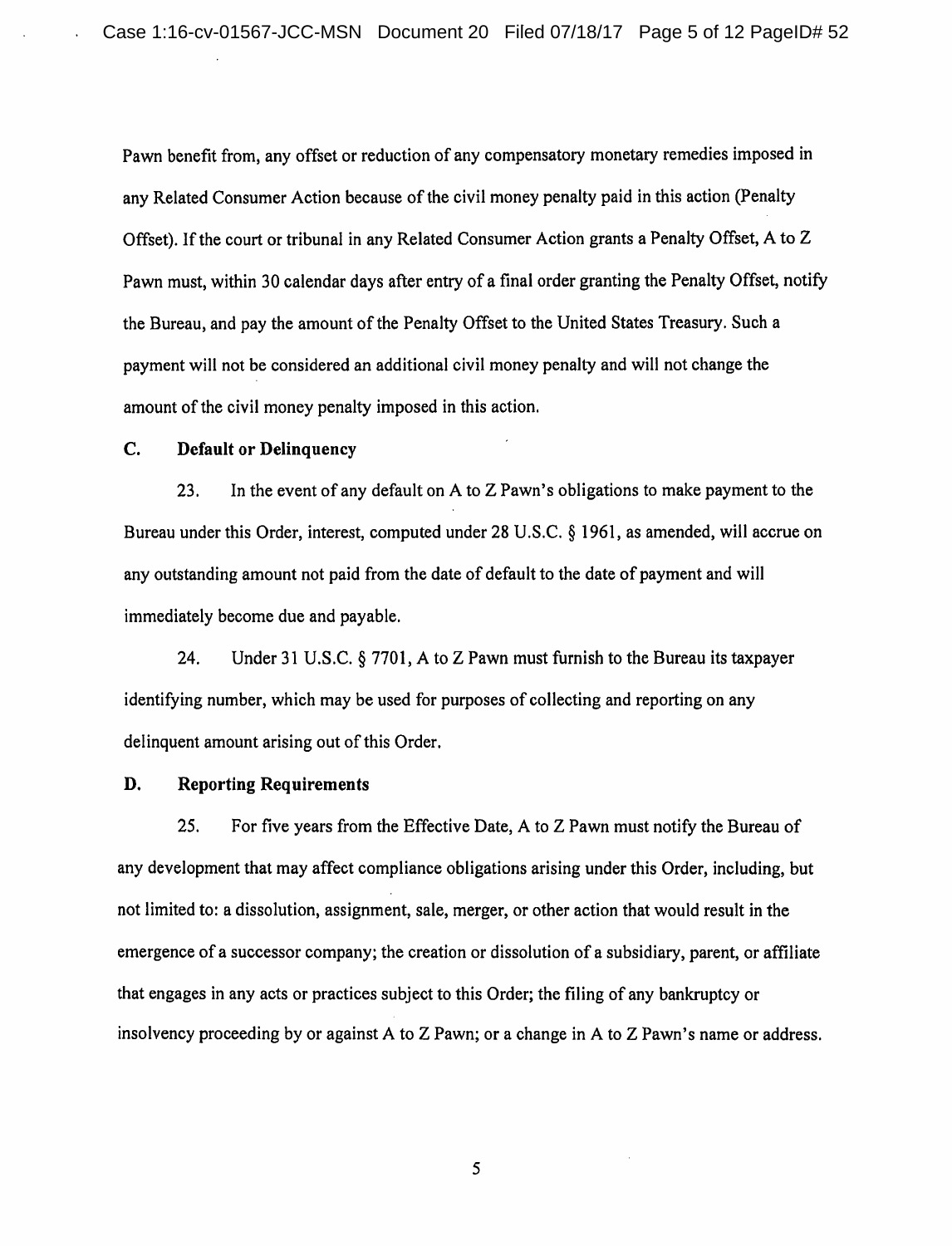Pawn benefit from, any offset or reduction of any compensatory monetary remedies imposed in any Related Consumer Action because of the civil money penalty paid in this action (Penalty Offset). If the court or tribunal in any Related Consumer Action grants a Penalty Offset, A to Z Pawn must, within 30 calendar days after entry of a final order granting the Penalty Offset, notify the Bureau, and pay the amount of the Penalty Offset to the United States Treasury. Such a payment will not be considered an additional civil money penalty and will not change the amount of the civil money penalty imposed in this action.

### C. Default or Delinquency

23. In the event of any default on A to Z Pawn's obligations to make payment to the Bureau under this Order, interest, computed under 28 U.S.C. § 1961, as amended, will accrue on any outstanding amount not paid from the date of default to the date of payment and will immediately become due and payable.

24. Under 31 U.S.C. § 7701, A to Z Pawn must furnish to the Bureau its taxpayer identifying number, which may be used for purposes of collecting and reporting on any delinquent amount arising out of this Order.

### D. Reporting Requirements

25. For five years from the Effective Date, A to Z Pawn must notify the Bureau of any development that may affect compliance obligations arising under this Order, including, but not limited to: a dissolution, assignment, sale, merger, or other action that would result in the emergence of a successor company; the creation or dissolution of a subsidiary, parent, or affiliate that engages in any acts or practices subject to this Order; the filing of any bankruptcy or insolvency proceeding by or against A to Z Pawn; or a change in A to Z Pawn's name or address.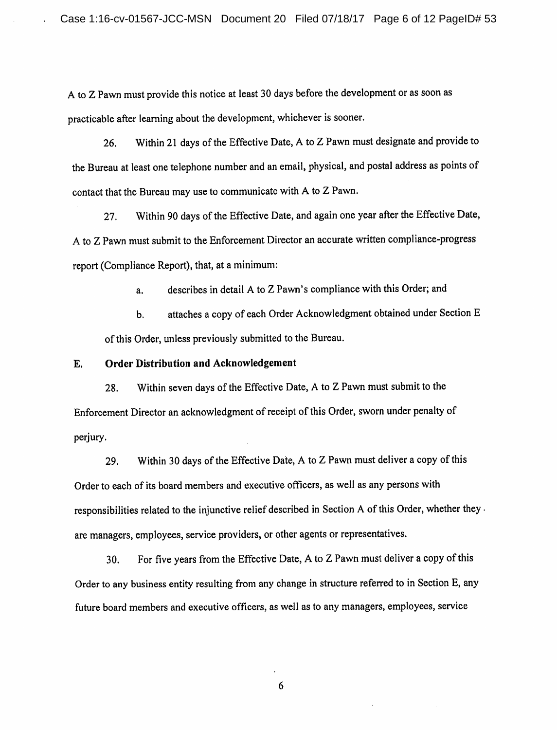A to Z Pawn must provide this notice at least 30 days before the development or as soon as practicable after learning about the development, whichever is sooner.

26. Within 21 days of the Effective Date, A to Z Pawn must designate and provide to the Bureau at least one telephone number and an email, physical, and postal address as points of contact that the Bureau may use to communicate with A to Z Pawn.

27. Within 90 days of the Effective Date, and again one year after the Effective Date, A to Z Pawn must submit to the Enforcement Director an accurate written compliance-progress report (Compliance Report), that, at a minimum:

a. describes in detail A to Z Pawn's compliance with this Order; and

b. attaches a copy of each Order Acknowledgment obtained under Section E of this Order, unless previously submitted to the Bureau.

**E. Order Distribution and Acknowledgement**

28. Within seven days of the Effective Date, A to Z Pawn must submit to the Enforcement Director an acknowledgment of receipt of this Order, sworn under penalty of perjury.

29. Within 30 days of the Effective Date, A to Z Pawn must deliver a copy of this Order to each of its board members and executive officers, as well as any persons with responsibilities related to the injunctive relief described in Section A of this Order, whether they are managers, employees, service providers, or other agents or representatives.

30. For five years from the Effective Date, A to Z Pawn must deliver a copy of this Order to any business entity resulting from any change in structure referred to in Section E, any future board members and executive officers, as well as to any managers, employees, service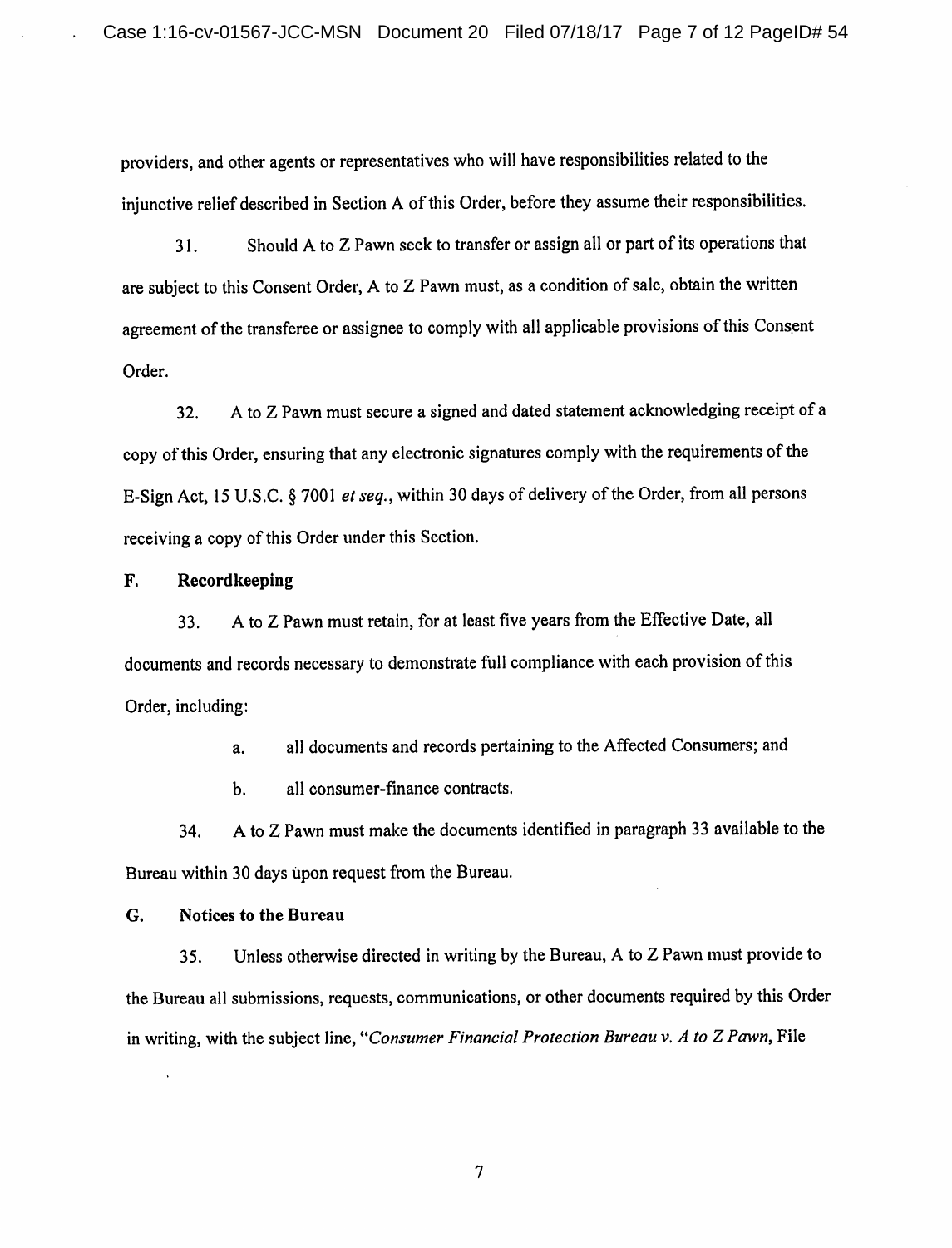providers, and other agents or representatives who will have responsibilities related to the injunctive relief described in Section A of this Order, before they assume their responsibilities.

31. Should A to Z Pawn seek to transfer or assign all or part of its operations that are subject to this Consent Order, A to Z Pawn must, as a condition of sale, obtain the written agreement of the transferee or assignee to comply with all applicable provisions of this Consent Order.

32. A to Z Pawn must secure a signed and dated statement acknowledging receipt of a copy of this Order, ensuring that any electronic signatures comply with the requirements of the E-Sign Act, 15 U.S.C. § 7001 *et seq.*, within 30 days of delivery of the Order, from all persons receiving a copy of this Order under this Section.

### F. Recordkeeping

33. A to Z Pawn must retain, for at least five years from the Effective Date, all documents and records necessary to demonstrate full compliance with each provision of this Order, including:

a. all documents and records pertaining to the Affected Consumers; and

b. all consumer-finance contracts.

34. A to Z Pawn must make the documents identified in paragraph 33 available to the Bureau within 30 days upon request from the Bureau.

### G. Notices to the Bureau

35. Unless otherwise directed in writing by the Bureau, A to Z Pawn must provide to the Bureau all submissions, requests, communications, or other documents required by this Order in writing, with the subject line, "*Consumer Financial Protection Bureau v. A to Z Pawn*, File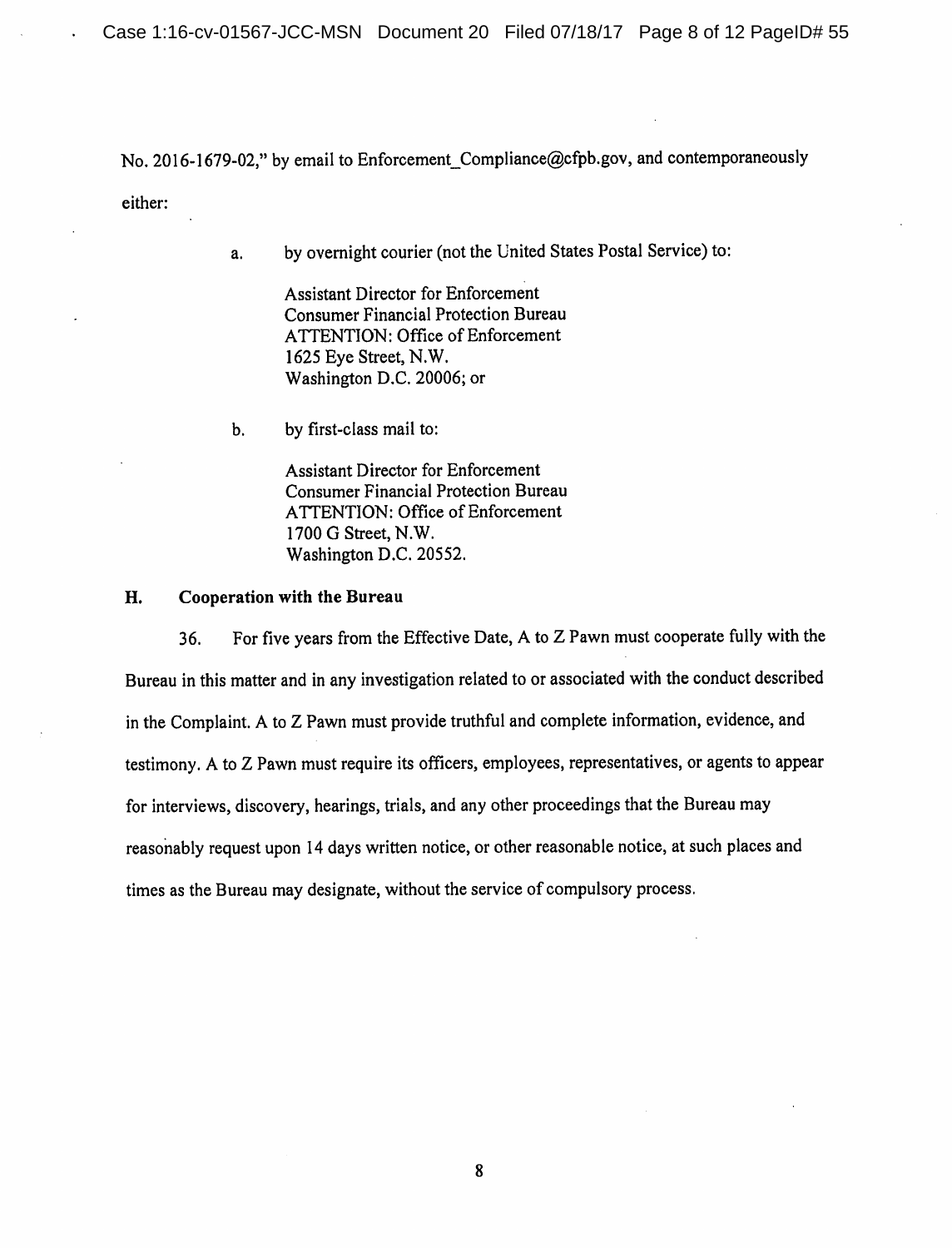No. 2016-1679-02," by email to Enforcement_Compliance@cfpb.gov, and contemporaneously either:

a. by overnight courier (not the United States Postal Service) to:

Assistant Director for Enforcement
Consumer Financial Protection Bureau
ATTENTION: Office of Enforcement
1625 Eye Street, N.W.
Washington D.C. 20006; or

b. by first-class mail to:

Assistant Director for Enforcement
Consumer Financial Protection Bureau
ATTENTION: Office of Enforcement
1700 G Street, N.W.
Washington D.C. 20552.

## H. Cooperation with the Bureau

36. For five years from the Effective Date, A to Z Pawn must cooperate fully with the Bureau in this matter and in any investigation related to or associated with the conduct described in the Complaint. A to Z Pawn must provide truthful and complete information, evidence, and testimony. A to Z Pawn must require its officers, employees, representatives, or agents to appear for interviews, discovery, hearings, trials, and any other proceedings that the Bureau may reasonably request upon 14 days written notice, or other reasonable notice, at such places and times as the Bureau may designate, without the service of compulsory process.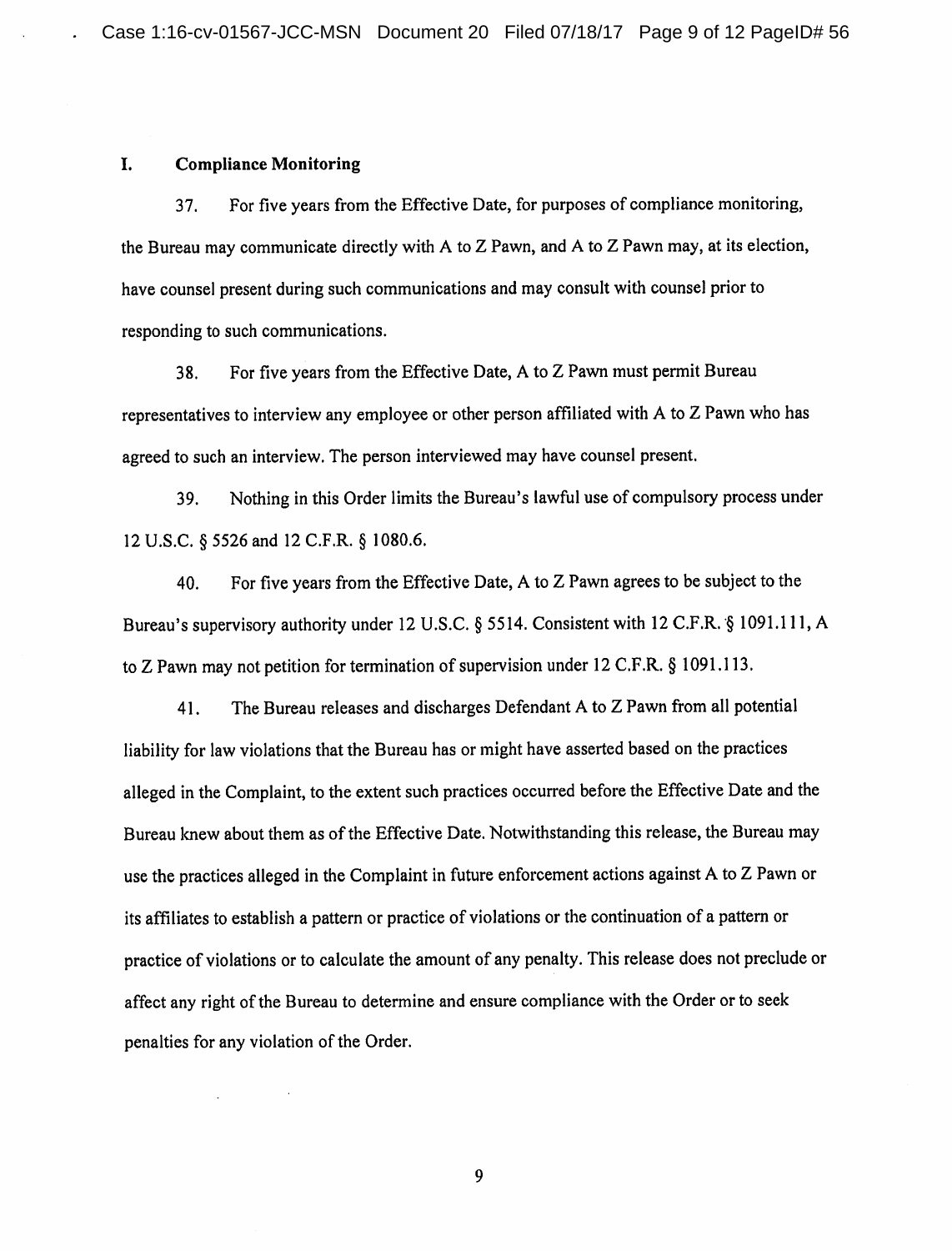## I. Compliance Monitoring

37. For five years from the Effective Date, for purposes of compliance monitoring, the Bureau may communicate directly with A to Z Pawn, and A to Z Pawn may, at its election, have counsel present during such communications and may consult with counsel prior to responding to such communications.

38. For five years from the Effective Date, A to Z Pawn must permit Bureau representatives to interview any employee or other person affiliated with A to Z Pawn who has agreed to such an interview. The person interviewed may have counsel present.

39. Nothing in this Order limits the Bureau's lawful use of compulsory process under 12 U.S.C. § 5526 and 12 C.F.R. § 1080.6.

40. For five years from the Effective Date, A to Z Pawn agrees to be subject to the Bureau's supervisory authority under 12 U.S.C. § 5514. Consistent with 12 C.F.R. § 1091.111, A to Z Pawn may not petition for termination of supervision under 12 C.F.R. § 1091.113.

41. The Bureau releases and discharges Defendant A to Z Pawn from all potential liability for law violations that the Bureau has or might have asserted based on the practices alleged in the Complaint, to the extent such practices occurred before the Effective Date and the Bureau knew about them as of the Effective Date. Notwithstanding this release, the Bureau may use the practices alleged in the Complaint in future enforcement actions against A to Z Pawn or its affiliates to establish a pattern or practice of violations or the continuation of a pattern or practice of violations or to calculate the amount of any penalty. This release does not preclude or affect any right of the Bureau to determine and ensure compliance with the Order or to seek penalties for any violation of the Order.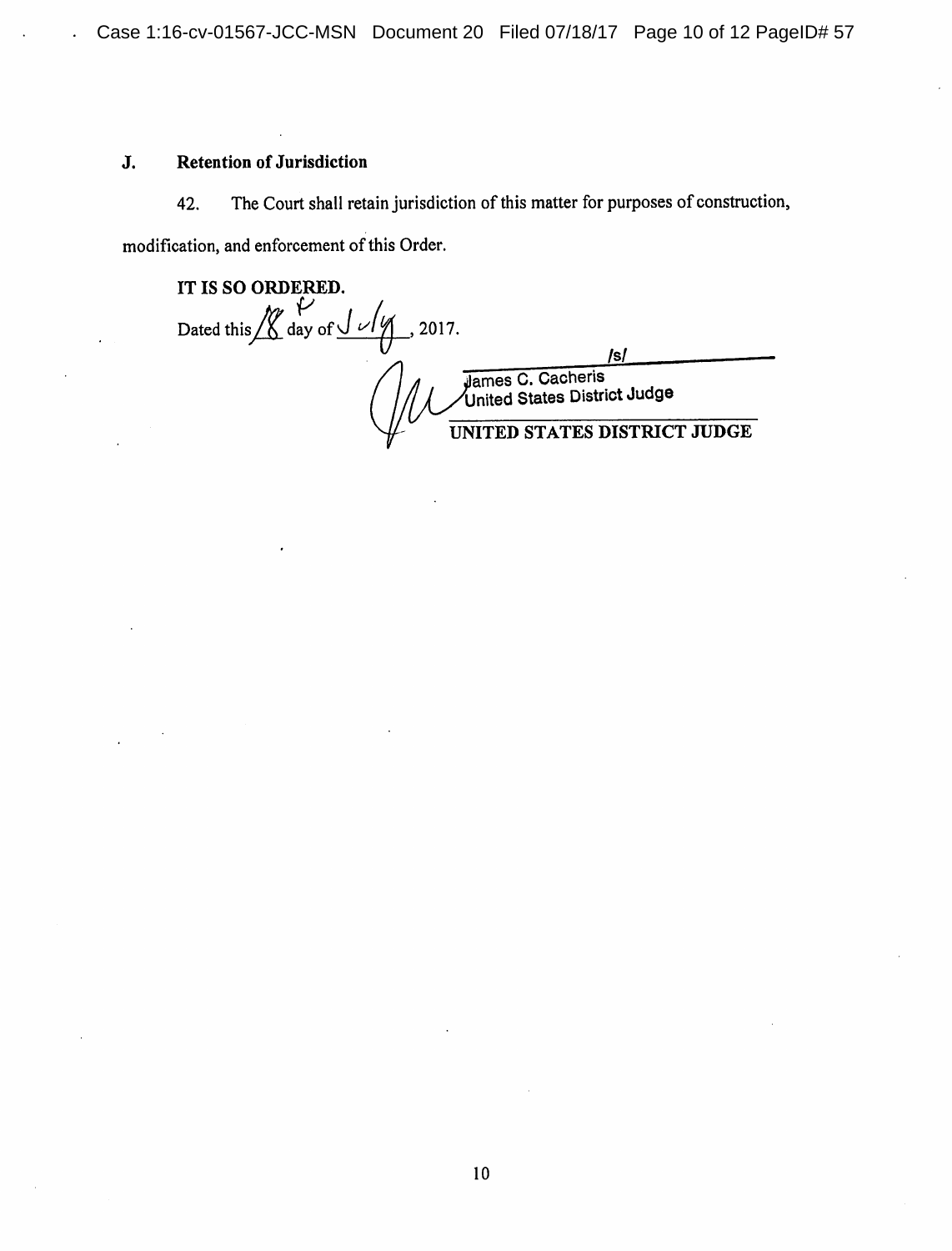### J. Retention of Jurisdiction

42. The Court shall retain jurisdiction of this matter for purposes of construction, modification, and enforcement of this Order.

**IT IS SO ORDERED.**

Dated this 18th day of July, 2017.

/s/
James C. Cacheris
United States District Judge

**UNITED STATES DISTRICT JUDGE**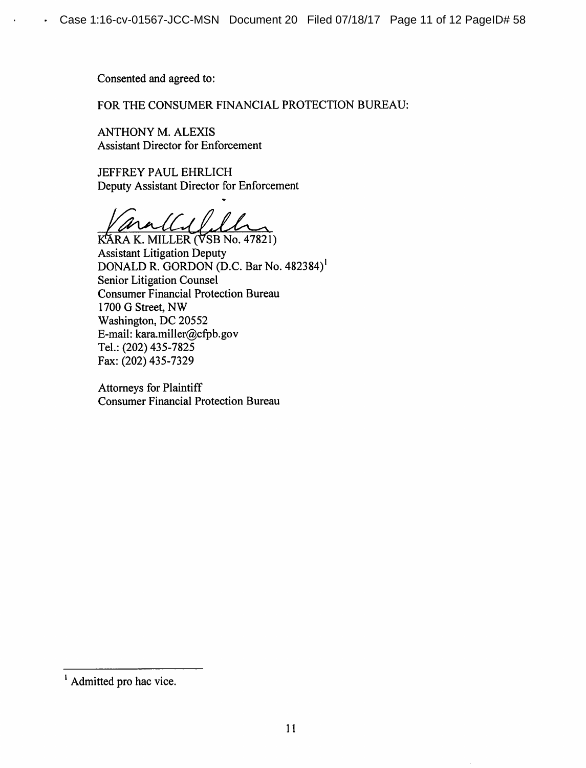Consented and agreed to:

FOR THE CONSUMER FINANCIAL PROTECTION BUREAU:

ANTHONY M. ALEXIS
Assistant Director for Enforcement

JEFFREY PAUL EHRLICH
Deputy Assistant Director for Enforcement

KARA K. MILLER (VSB No. 47821)
Assistant Litigation Deputy
DONALD R. GORDON (D.C. Bar No. 482384)[1]
Senior Litigation Counsel
Consumer Financial Protection Bureau
1700 G Street, NW
Washington, DC 20552
E-mail: kara.miller@cfpb.gov
Tel.: (202) 435-7825
Fax: (202) 435-7329

Attorneys for Plaintiff
Consumer Financial Protection Bureau

---

[1] Admitted pro hac vice.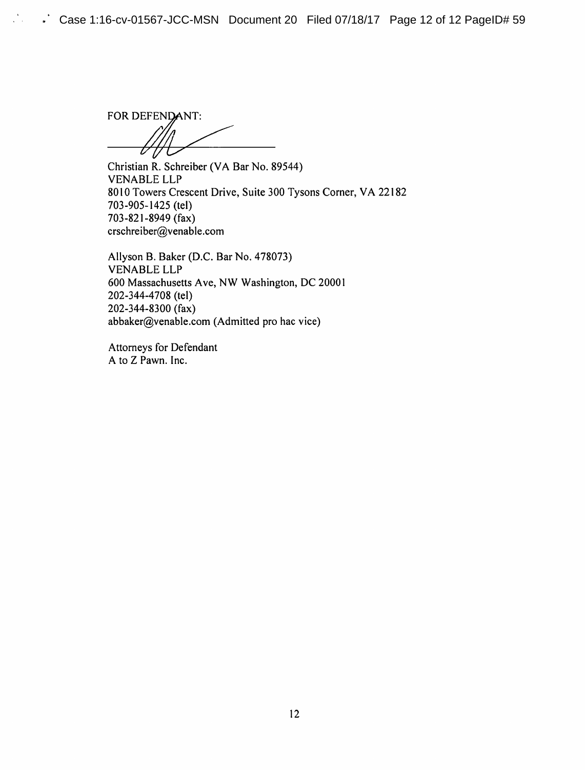FOR DEFENDANT:

Christian R. Schreiber (VA Bar No. 89544)
VENABLE LLP
8010 Towers Crescent Drive, Suite 300 Tysons Corner, VA 22182
703-905-1425 (tel)
703-821-8949 (fax)
crschreiber@venable.com

Allyson B. Baker (D.C. Bar No. 478073)
VENABLE LLP
600 Massachusetts Ave, NW Washington, DC 20001
202-344-4708 (tel)
202-344-8300 (fax)
abbaker@venable.com (Admitted pro hac vice)

Attorneys for Defendant
A to Z Pawn. Inc.